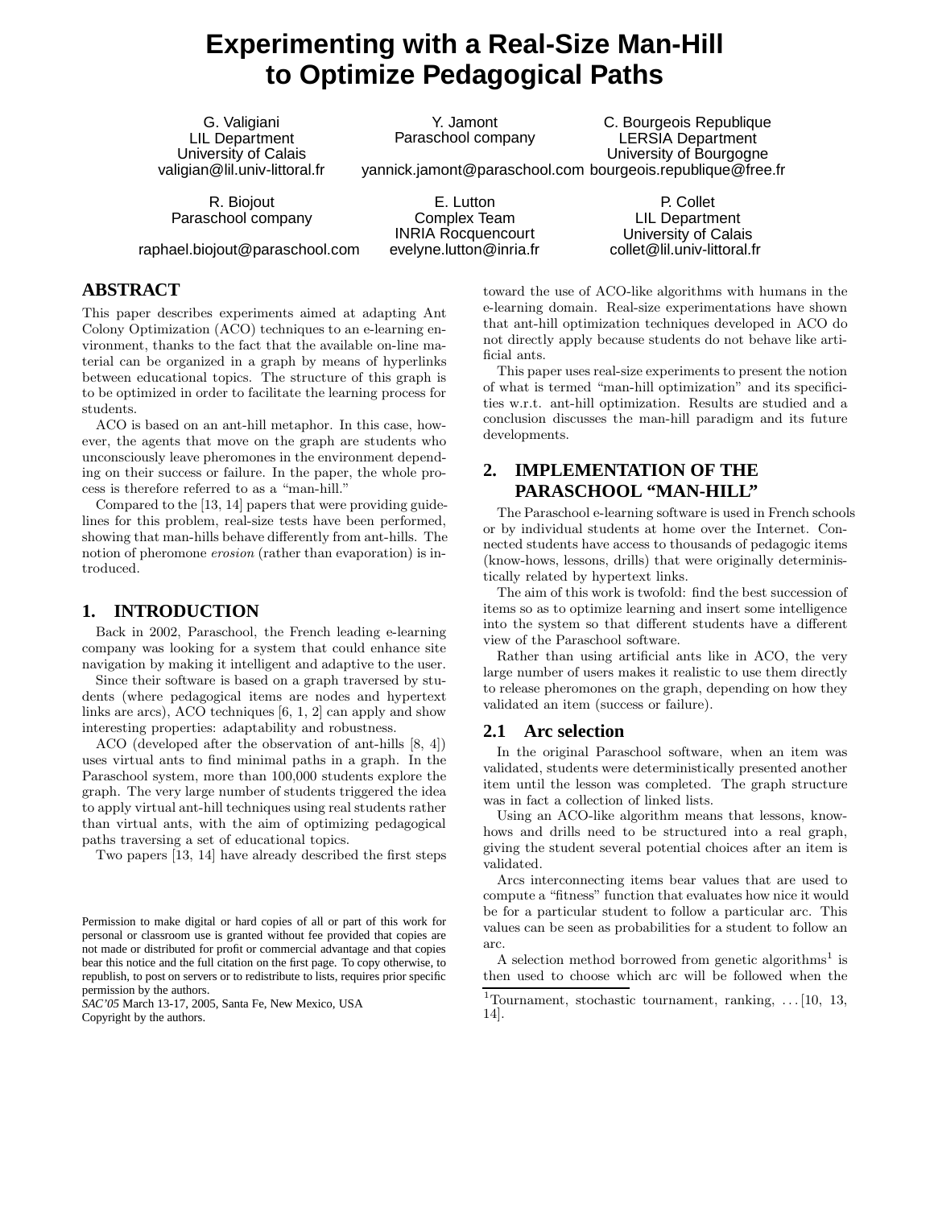# Experimenting with a Real-Size Man-Hill to Optimize Pedagogical Paths

G. Valigiani
LIL Department
University of Calais
valigian@lil.univ-littoral.fr

Y. Jamont
Paraschool company
yannick.jamont@paraschool.com

C. Bourgeois Republique
LERSIA Department
University of Bourgogne
bourgeois.republique@free.fr

R. Biojout
Paraschool company
raphael.biojout@paraschool.com

E. Lutton
Complex Team
INRIA Rocquencourt
evelyne.lutton@inria.fr

P. Collet
LIL Department
University of Calais
collet@lil.univ-littoral.fr

## ABSTRACT

This paper describes experiments aimed at adapting Ant Colony Optimization (ACO) techniques to an e-learning environment, thanks to the fact that the available on-line material can be organized in a graph by means of hyperlinks between educational topics. The structure of this graph is to be optimized in order to facilitate the learning process for students.

ACO is based on an ant-hill metaphor. In this case, however, the agents that move on the graph are students who unconsciously leave pheromones in the environment depending on their success or failure. In the paper, the whole process is therefore referred to as a "man-hill."

Compared to the [13, 14] papers that were providing guidelines for this problem, real-size tests have been performed, showing that man-hills behave differently from ant-hills. The notion of pheromone *erosion* (rather than evaporation) is introduced.

## 1. INTRODUCTION

Back in 2002, Paraschool, the French leading e-learning company was looking for a system that could enhance site navigation by making it intelligent and adaptive to the user.

Since their software is based on a graph traversed by students (where pedagogical items are nodes and hypertext links are arcs), ACO techniques [6, 1, 2] can apply and show interesting properties: adaptability and robustness.

ACO (developed after the observation of ant-hills [8, 4]) uses virtual ants to find minimal paths in a graph. In the Paraschool system, more than 100,000 students explore the graph. The very large number of students triggered the idea to apply virtual ant-hill techniques using real students rather than virtual ants, with the aim of optimizing pedagogical paths traversing a set of educational topics.

Two papers [13, 14] have already described the first steps toward the use of ACO-like algorithms with humans in the e-learning domain. Real-size experimentations have shown that ant-hill optimization techniques developed in ACO do not directly apply because students do not behave like artificial ants.

This paper uses real-size experiments to present the notion of what is termed "man-hill optimization" and its specificities w.r.t. ant-hill optimization. Results are studied and a conclusion discusses the man-hill paradigm and its future developments.

Permission to make digital or hard copies of all or part of this work for personal or classroom use is granted without fee provided that copies are not made or distributed for profit or commercial advantage and that copies bear this notice and the full citation on the first page. To copy otherwise, to republish, to post on servers or to redistribute to lists, requires prior specific permission by the authors.
*SAC'05* March 13-17, 2005, Santa Fe, New Mexico, USA
Copyright by the authors.

## 2. IMPLEMENTATION OF THE PARASCHOOL "MAN-HILL"

The Paraschool e-learning software is used in French schools or by individual students at home over the Internet. Connected students have access to thousands of pedagogic items (know-hows, lessons, drills) that were originally deterministically related by hypertext links.

The aim of this work is twofold: find the best succession of items so as to optimize learning and insert some intelligence into the system so that different students have a different view of the Paraschool software.

Rather than using artificial ants like in ACO, the very large number of users makes it realistic to use them directly to release pheromones on the graph, depending on how they validated an item (success or failure).

### 2.1 Arc selection

In the original Paraschool software, when an item was validated, students were deterministically presented another item until the lesson was completed. The graph structure was in fact a collection of linked lists.

Using an ACO-like algorithm means that lessons, know-hows and drills need to be structured into a real graph, giving the student several potential choices after an item is validated.

Arcs interconnecting items bear values that are used to compute a "fitness" function that evaluates how nice it would be for a particular student to follow a particular arc. This values can be seen as probabilities for a student to follow an arc.

A selection method borrowed from genetic algorithms[1] is then used to choose which arc will be followed when the

[1]Tournament, stochastic tournament, ranking, ...[10, 13, 14].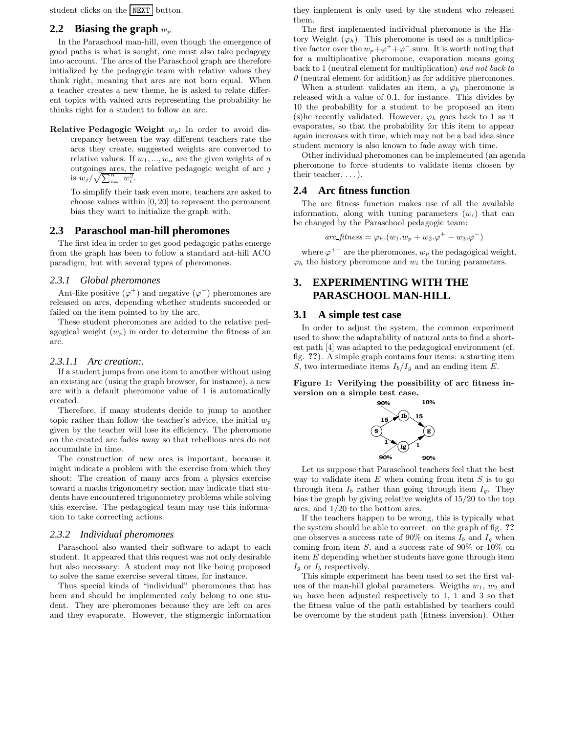student clicks on the NEXT button.

## 2.2 Biasing the graph $w_p$

In the Paraschool man-hill, even though the emergence of good paths is what is sought, one must also take pedagogy into account. The arcs of the Paraschool graph are therefore initialized by the pedagogic team with relative values they think right, meaning that arcs are not born equal. When a teacher creates a new theme, he is asked to relate different topics with valued arcs representing the probability he thinks right for a student to follow an arc.

**Relative Pedagogic Weight $w_p$:** In order to avoid discrepancy between the way different teachers rate the arcs they create, suggested weights are converted to relative values. If $w_1, ..., w_n$ are the given weights of $n$ outgoings arcs, the relative pedagogic weight of arc $j$ is $w_j/\sqrt{\sum_{i=1}^{n} w_i^2}$.

To simplify their task even more, teachers are asked to choose values within $[0, 20]$ to represent the permanent bias they want to initialize the graph with.

## 2.3 Paraschool man-hill pheromones

The first idea in order to get good pedagogic paths emerge from the graph has been to follow a standard ant-hill ACO paradigm, but with several types of pheromones.

### 2.3.1 Global pheromones

Ant-like positive ($\varphi^+$) and negative ($\varphi^-$) pheromones are released on arcs, depending whether students succeeded or failed on the item pointed to by the arc.

These student pheromones are added to the relative pedagogical weight ($w_p$) in order to determine the fitness of an arc.

#### 2.3.1.1 Arc creation:.

If a student jumps from one item to another without using an existing arc (using the graph browser, for instance), a new arc with a default pheromone value of 1 is automatically created.

Therefore, if many students decide to jump to another topic rather than follow the teacher's advice, the initial $w_p$ given by the teacher will lose its efficiency. The pheromone on the created arc fades away so that rebellious arcs do not accumulate in time.

The construction of new arcs is important, because it might indicate a problem with the exercise from which they shoot: The creation of many arcs from a physics exercise toward a maths trigonometry section may indicate that students have encountered trigonometry problems while solving this exercise. The pedagogical team may use this information to take correcting actions.

### 2.3.2 Individual pheromones

Paraschool also wanted their software to adapt to each student. It appeared that this request was not only desirable but also necessary: A student may not like being proposed to solve the same exercise several times, for instance.

Thus special kinds of "individual" pheromones that has been and should be implemented only belong to one student. They are pheromones because they are left on arcs and they evaporate. However, the stigmergic information they implement is only used by the student who released them.

The first implemented individual pheromone is the History Weight ($\varphi_h$). This pheromone is used as a multiplicative factor over the $w_p + \varphi^+ + \varphi^-$ sum. It is worth noting that for a multiplicative pheromone, evaporation means going back to 1 (neutral element for multiplication) *and not back to 0* (neutral element for addition) as for additive pheromones.

When a student validates an item, a $\varphi_h$ pheromone is released with a value of 0.1, for instance. This divides by 10 the probability for a student to be proposed an item (s)he recently validated. However, $\varphi_h$ goes back to 1 as it evaporates, so that the probability for this item to appear again increases with time, which may not be a bad idea since student memory is also known to fade away with time.

Other individual pheromones can be implemented (an agenda pheromone to force students to validate items chosen by their teacher, ...).

## 2.4 Arc fitness function

The arc fitness function makes use of all the available information, along with tuning parameters ($w_i$) that can be changed by the Paraschool pedagogic team:

$$arc\_fitness = \varphi_h.(w_1.w_p + w_2.\varphi^+ - w_3.\varphi^-)$$

where $\varphi^{+-}$ are the pheromones, $w_p$ the pedagogical weight, $\varphi_h$ the history pheromone and $w_i$ the tuning parameters.

# 3. EXPERIMENTING WITH THE PARASCHOOL MAN-HILL

## 3.1 A simple test case

In order to adjust the system, the common experiment used to show the adaptability of natural ants to find a shortest path [4] was adapted to the pedagogical environment (cf. fig. ??). A simple graph contains four items: a starting item $S$, two intermediate items $I_b/I_g$ and an ending item $E$.

**Figure 1: Verifying the possibility of arc fitness inversion on a simple test case.**

Let us suppose that Paraschool teachers feel that the best way to validate item $E$ when coming from item $S$ is to go through item $I_b$ rather than going through item $I_g$. They bias the graph by giving relative weights of 15/20 to the top arcs, and 1/20 to the bottom arcs.

If the teachers happen to be wrong, this is typically what the system should be able to correct: on the graph of fig. ?? one observes a success rate of 90% on items $I_b$ and $I_g$ when coming from item $S$, and a success rate of 90% or 10% on item $E$ depending whether students have gone through item $I_g$ or $I_b$ respectively.

This simple experiment has been used to set the first values of the man-hill global parameters. Weigths $w_1$, $w_2$ and $w_3$ have been adjusted respectively to 1, 1 and 3 so that the fitness value of the path established by teachers could be overcome by the student path (fitness inversion). Other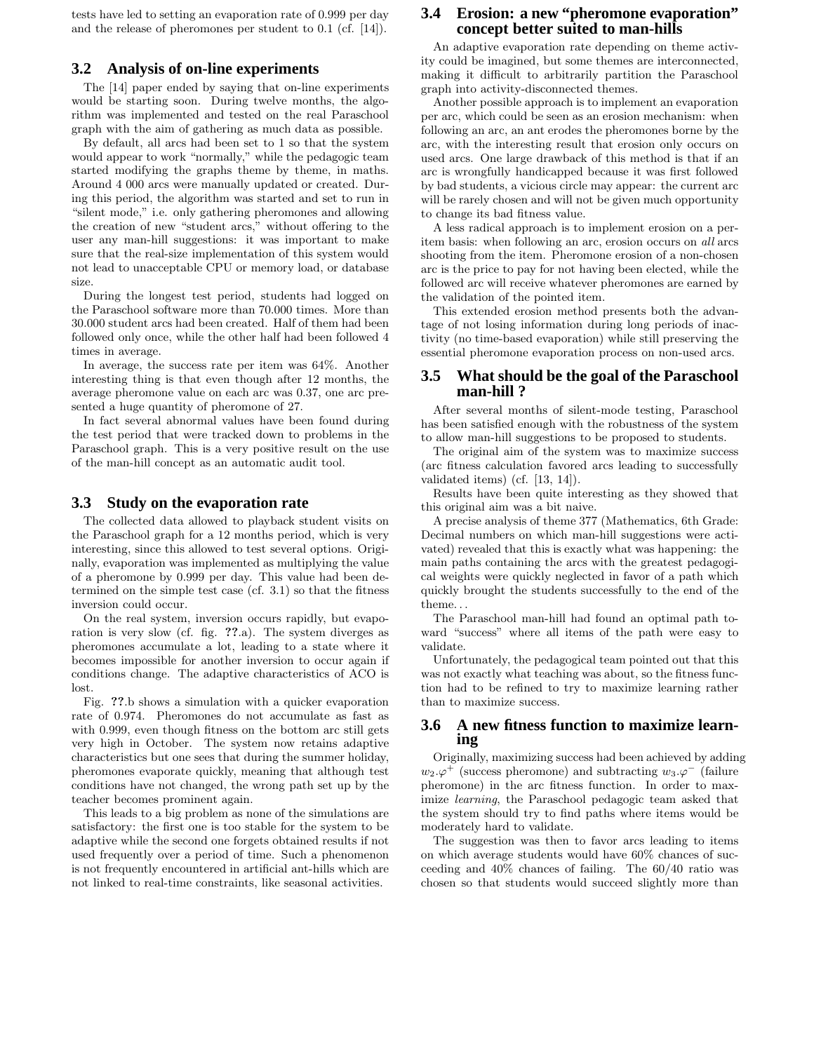tests have led to setting an evaporation rate of 0.999 per day and the release of pheromones per student to 0.1 (cf. [14]).

## 3.2 Analysis of on-line experiments

The [14] paper ended by saying that on-line experiments would be starting soon. During twelve months, the algorithm was implemented and tested on the real Paraschool graph with the aim of gathering as much data as possible.

By default, all arcs had been set to 1 so that the system would appear to work "normally," while the pedagogic team started modifying the graphs theme by theme, in maths. Around 4 000 arcs were manually updated or created. During this period, the algorithm was started and set to run in "silent mode," i.e. only gathering pheromones and allowing the creation of new "student arcs," without offering to the user any man-hill suggestions: it was important to make sure that the real-size implementation of this system would not lead to unacceptable CPU or memory load, or database size.

During the longest test period, students had logged on the Paraschool software more than 70.000 times. More than 30.000 student arcs had been created. Half of them had been followed only once, while the other half had been followed 4 times in average.

In average, the success rate per item was 64%. Another interesting thing is that even though after 12 months, the average pheromone value on each arc was 0.37, one arc presented a huge quantity of pheromone of 27.

In fact several abnormal values have been found during the test period that were tracked down to problems in the Paraschool graph. This is a very positive result on the use of the man-hill concept as an automatic audit tool.

## 3.3 Study on the evaporation rate

The collected data allowed to playback student visits on the Paraschool graph for a 12 months period, which is very interesting, since this allowed to test several options. Originally, evaporation was implemented as multiplying the value of a pheromone by 0.999 per day. This value had been determined on the simple test case (cf. 3.1) so that the fitness inversion could occur.

On the real system, inversion occurs rapidly, but evaporation is very slow (cf. fig. ??.a). The system diverges as pheromones accumulate a lot, leading to a state where it becomes impossible for another inversion to occur again if conditions change. The adaptive characteristics of ACO is lost.

Fig. ??.b shows a simulation with a quicker evaporation rate of 0.974. Pheromones do not accumulate as fast as with 0.999, even though fitness on the bottom arc still gets very high in October. The system now retains adaptive characteristics but one sees that during the summer holiday, pheromones evaporate quickly, meaning that although test conditions have not changed, the wrong path set up by the teacher becomes prominent again.

This leads to a big problem as none of the simulations are satisfactory: the first one is too stable for the system to be adaptive while the second one forgets obtained results if not used frequently over a period of time. Such a phenomenon is not frequently encountered in artificial ant-hills which are not linked to real-time constraints, like seasonal activities.

## 3.4 Erosion: a new "pheromone evaporation" concept better suited to man-hills

An adaptive evaporation rate depending on theme activity could be imagined, but some themes are interconnected, making it difficult to arbitrarily partition the Paraschool graph into activity-disconnected themes.

Another possible approach is to implement an evaporation per arc, which could be seen as an erosion mechanism: when following an arc, an ant erodes the pheromones borne by the arc, with the interesting result that erosion only occurs on used arcs. One large drawback of this method is that if an arc is wrongfully handicapped because it was first followed by bad students, a vicious circle may appear: the current arc will be rarely chosen and will not be given much opportunity to change its bad fitness value.

A less radical approach is to implement erosion on a per-item basis: when following an arc, erosion occurs on *all* arcs shooting from the item. Pheromone erosion of a non-chosen arc is the price to pay for not having been elected, while the followed arc will receive whatever pheromones are earned by the validation of the pointed item.

This extended erosion method presents both the advantage of not losing information during long periods of inactivity (no time-based evaporation) while still preserving the essential pheromone evaporation process on non-used arcs.

## 3.5 What should be the goal of the Paraschool man-hill ?

After several months of silent-mode testing, Paraschool has been satisfied enough with the robustness of the system to allow man-hill suggestions to be proposed to students.

The original aim of the system was to maximize success (arc fitness calculation favored arcs leading to successfully validated items) (cf. [13, 14]).

Results have been quite interesting as they showed that this original aim was a bit naive.

A precise analysis of theme 377 (Mathematics, 6th Grade: Decimal numbers on which man-hill suggestions were activated) revealed that this is exactly what was happening: the main paths containing the arcs with the greatest pedagogical weights were quickly neglected in favor of a path which quickly brought the students successfully to the end of the theme. . .

The Paraschool man-hill had found an optimal path toward "success" where all items of the path were easy to validate.

Unfortunately, the pedagogical team pointed out that this was not exactly what teaching was about, so the fitness function had to be refined to try to maximize learning rather than to maximize success.

## 3.6 A new fitness function to maximize learning

Originally, maximizing success had been achieved by adding $w_2.\varphi^+$ (success pheromone) and subtracting $w_3.\varphi^-$ (failure pheromone) in the arc fitness function. In order to maximize *learning*, the Paraschool pedagogic team asked that the system should try to find paths where items would be moderately hard to validate.

The suggestion was then to favor arcs leading to items on which average students would have 60% chances of succeeding and 40% chances of failing. The 60/40 ratio was chosen so that students would succeed slightly more than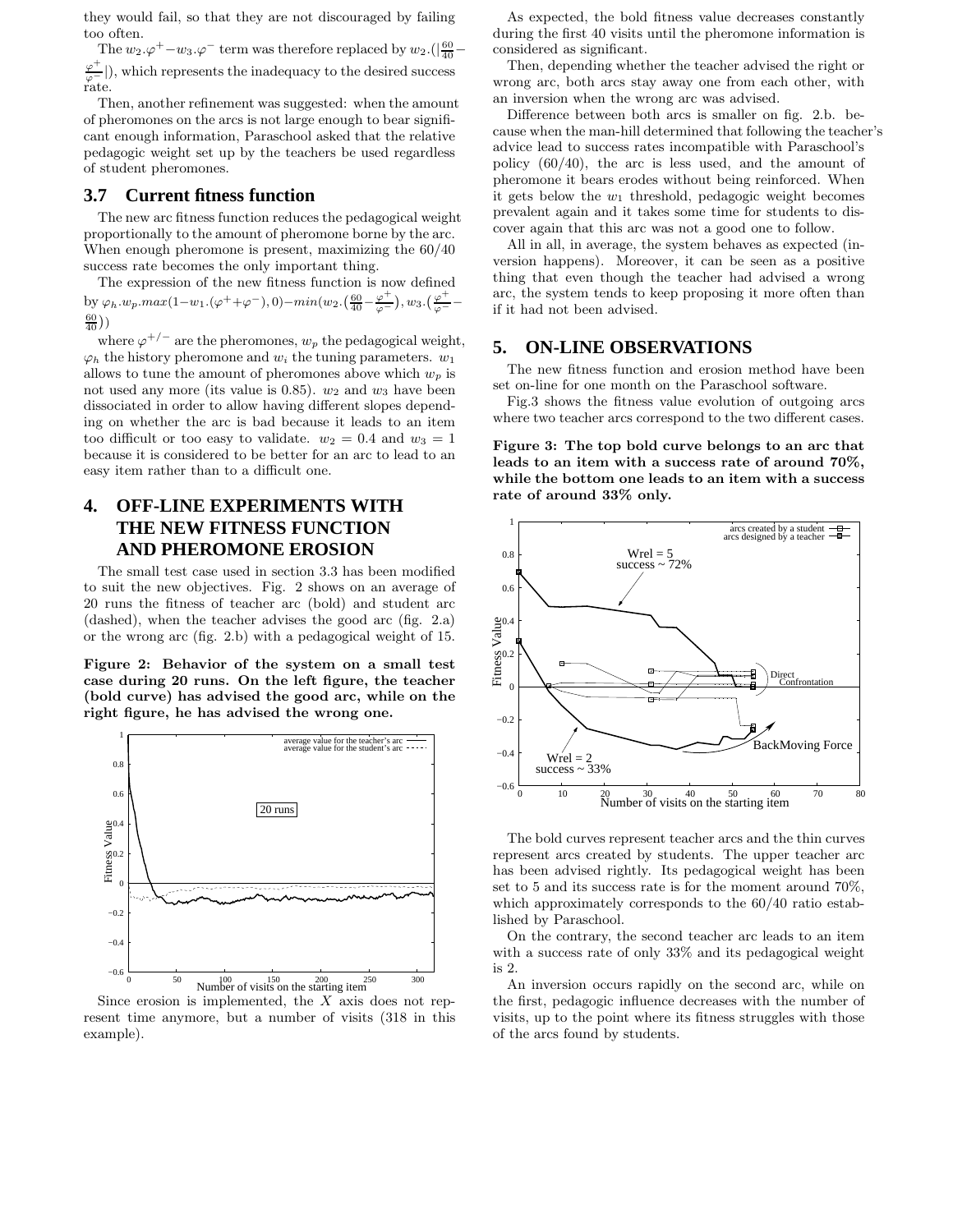they would fail, so that they are not discouraged by failing too often.

The $w_2.\varphi^+ - w_3.\varphi^-$ term was therefore replaced by $w_2.(|\frac{60}{40} - \frac{\varphi^+}{\varphi^-}|)$, which represents the inadequacy to the desired success rate.

Then, another refinement was suggested: when the amount of pheromones on the arcs is not large enough to bear significant enough information, Paraschool asked that the relative pedagogic weight set up by the teachers be used regardless of student pheromones.

### 3.7 Current fitness function

The new arc fitness function reduces the pedagogical weight proportionally to the amount of pheromone borne by the arc. When enough pheromone is present, maximizing the 60/40 success rate becomes the only important thing.

The expression of the new fitness function is now defined by $\varphi_h.w_p.max(1 - w_1.(\varphi^+ + \varphi^-), 0) - min(w_2.(\frac{60}{40} - \frac{\varphi^+}{\varphi^-}), w_3.(\frac{\varphi^+}{\varphi^-} - \frac{60}{40}))$

where $\varphi^{+/-}$ are the pheromones, $w_p$ the pedagogical weight, $\varphi_h$ the history pheromone and $w_i$ the tuning parameters. $w_1$ allows to tune the amount of pheromones above which $w_p$ is not used any more (its value is 0.85). $w_2$ and $w_3$ have been dissociated in order to allow having different slopes depending on whether the arc is bad because it leads to an item too difficult or too easy to validate. $w_2 = 0.4$ and $w_3 = 1$ because it is considered to be better for an arc to lead to an easy item rather than to a difficult one.

## 4. OFF-LINE EXPERIMENTS WITH THE NEW FITNESS FUNCTION AND PHEROMONE EROSION

The small test case used in section 3.3 has been modified to suit the new objectives. Fig. 2 shows on an average of 20 runs the fitness of teacher arc (bold) and student arc (dashed), when the teacher advises the good arc (fig. 2.a) or the wrong arc (fig. 2.b) with a pedagogical weight of 15.

**Figure 2: Behavior of the system on a small test case during 20 runs. On the left figure, the teacher (bold curve) has advised the good arc, while on the right figure, he has advised the wrong one.**

Since erosion is implemented, the $X$ axis does not represent time anymore, but a number of visits (318 in this example).

As expected, the bold fitness value decreases constantly during the first 40 visits until the pheromone information is considered as significant.

Then, depending whether the teacher advised the right or wrong arc, both arcs stay away one from each other, with an inversion when the wrong arc was advised.

Difference between both arcs is smaller on fig. 2.b. because when the man-hill determined that following the teacher's advice lead to success rates incompatible with Paraschool's policy (60/40), the arc is less used, and the amount of pheromone it bears erodes without being reinforced. When it gets below the $w_1$ threshold, pedagogic weight becomes prevalent again and it takes some time for students to discover again that this arc was not a good one to follow.

All in all, in average, the system behaves as expected (inversion happens). Moreover, it can be seen as a positive thing that even though the teacher had advised a wrong arc, the system tends to keep proposing it more often than if it had not been advised.

## 5. ON-LINE OBSERVATIONS

The new fitness function and erosion method have been set on-line for one month on the Paraschool software.

Fig.3 shows the fitness value evolution of outgoing arcs where two teacher arcs correspond to the two different cases.

**Figure 3: The top bold curve belongs to an arc that leads to an item with a success rate of around 70%, while the bottom one leads to an item with a success rate of around 33% only.**

The bold curves represent teacher arcs and the thin curves represent arcs created by students. The upper teacher arc has been advised rightly. Its pedagogical weight has been set to 5 and its success rate is for the moment around 70%, which approximately corresponds to the 60/40 ratio established by Paraschool.

On the contrary, the second teacher arc leads to an item with a success rate of only 33% and its pedagogical weight is 2.

An inversion occurs rapidly on the second arc, while on the first, pedagogic influence decreases with the number of visits, up to the point where its fitness struggles with those of the arcs found by students.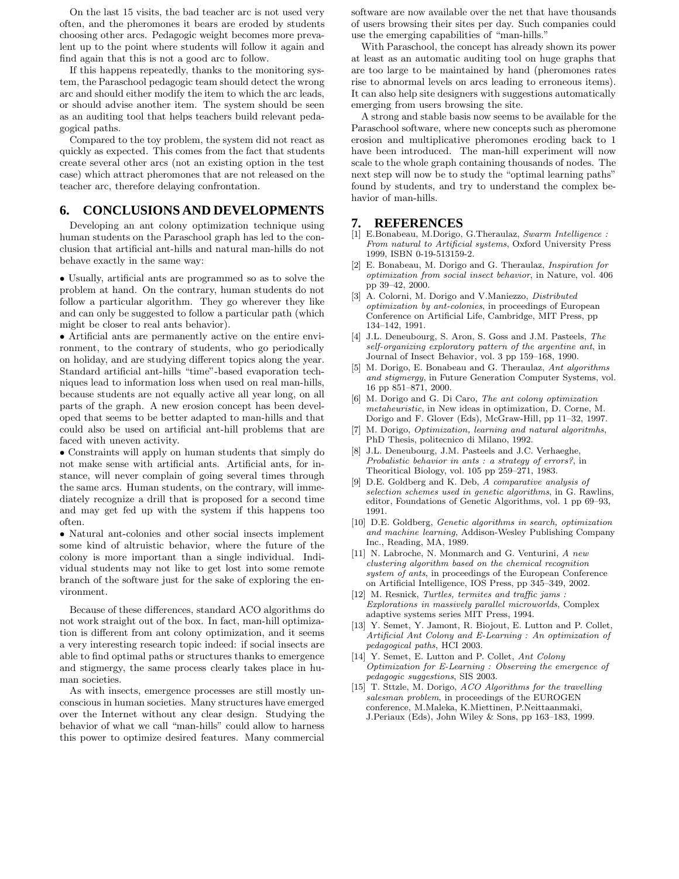On the last 15 visits, the bad teacher arc is not used very often, and the pheromones it bears are eroded by students choosing other arcs. Pedagogic weight becomes more prevalent up to the point where students will follow it again and find again that this is not a good arc to follow.

If this happens repeatedly, thanks to the monitoring system, the Paraschool pedagogic team should detect the wrong arc and should either modify the item to which the arc leads, or should advise another item. The system should be seen as an auditing tool that helps teachers build relevant pedagogical paths.

Compared to the toy problem, the system did not react as quickly as expected. This comes from the fact that students create several other arcs (not an existing option in the test case) which attract pheromones that are not released on the teacher arc, therefore delaying confrontation.

## 6. CONCLUSIONS AND DEVELOPMENTS

Developing an ant colony optimization technique using human students on the Paraschool graph has led to the conclusion that artificial ant-hills and natural man-hills do not behave exactly in the same way:

- Usually, artificial ants are programmed so as to solve the problem at hand. On the contrary, human students do not follow a particular algorithm. They go wherever they like and can only be suggested to follow a particular path (which might be closer to real ants behavior).
- Artificial ants are permanently active on the entire environment, to the contrary of students, who go periodically on holiday, and are studying different topics along the year. Standard artificial ant-hills "time"-based evaporation techniques lead to information loss when used on real man-hills, because students are not equally active all year long, on all parts of the graph. A new erosion concept has been developed that seems to be better adapted to man-hills and that could also be used on artificial ant-hill problems that are faced with uneven activity.
- Constraints will apply on human students that simply do not make sense with artificial ants. Artificial ants, for instance, will never complain of going several times through the same arcs. Human students, on the contrary, will immediately recognize a drill that is proposed for a second time and may get fed up with the system if this happens too often.
- Natural ant-colonies and other social insects implement some kind of altruistic behavior, where the future of the colony is more important than a single individual. Individual students may not like to get lost into some remote branch of the software just for the sake of exploring the environment.

Because of these differences, standard ACO algorithms do not work straight out of the box. In fact, man-hill optimization is different from ant colony optimization, and it seems a very interesting research topic indeed: if social insects are able to find optimal paths or structures thanks to emergence and stigmergy, the same process clearly takes place in human societies.

As with insects, emergence processes are still mostly unconscious in human societies. Many structures have emerged over the Internet without any clear design. Studying the behavior of what we call "man-hills" could allow to harness this power to optimize desired features. Many commercial software are now available over the net that have thousands of users browsing their sites per day. Such companies could use the emerging capabilities of "man-hills."

With Paraschool, the concept has already shown its power at least as an automatic auditing tool on huge graphs that are too large to be maintained by hand (pheromones rates rise to abnormal levels on arcs leading to erroneous items). It can also help site designers with suggestions automatically emerging from users browsing the site.

A strong and stable basis now seems to be available for the Paraschool software, where new concepts such as pheromone erosion and multiplicative pheromones eroding back to 1 have been introduced. The man-hill experiment will now scale to the whole graph containing thousands of nodes. The next step will now be to study the "optimal learning paths" found by students, and try to understand the complex behavior of man-hills.

## 7. REFERENCES

[1] E.Bonabeau, M.Dorigo, G.Theraulaz, *Swarm Intelligence : From natural to Artificial systems*, Oxford University Press 1999, ISBN 0-19-513159-2.

[2] E. Bonabeau, M. Dorigo and G. Theraulaz, *Inspiration for optimization from social insect behavior*, in Nature, vol. 406 pp 39–42, 2000.

[3] A. Colorni, M. Dorigo and V.Maniezzo, *Distributed optimization by ant-colonies*, in proceedings of European Conference on Artificial Life, Cambridge, MIT Press, pp 134–142, 1991.

[4] J.L. Deneubourg, S. Aron, S. Goss and J.M. Pasteels, *The self-organizing exploratory pattern of the argentine ant*, in Journal of Insect Behavior, vol. 3 pp 159–168, 1990.

[5] M. Dorigo, E. Bonabeau and G. Theraulaz, *Ant algorithms and stigmergy*, in Future Generation Computer Systems, vol. 16 pp 851–871, 2000.

[6] M. Dorigo and G. Di Caro, *The ant colony optimization metaheuristic*, in New ideas in optimization, D. Corne, M. Dorigo and F. Glover (Eds), McGraw-Hill, pp 11–32, 1997.

[7] M. Dorigo, *Optimization, learning and natural algoritmhs*, PhD Thesis, politecnico di Milano, 1992.

[8] J.L. Deneubourg, J.M. Pasteels and J.C. Verhaeghe, *Probalistic behavior in ants : a strategy of errors?*, in Theoritical Biology, vol. 105 pp 259–271, 1983.

[9] D.E. Goldberg and K. Deb, *A comparative analysis of selection schemes used in genetic algorithms*, in G. Rawlins, editor, Foundations of Genetic Algorithms, vol. 1 pp 69–93, 1991.

[10] D.E. Goldberg, *Genetic algorithms in search, optimization and machine learning*, Addison-Wesley Publishing Company Inc., Reading, MA, 1989.

[11] N. Labroche, N. Monmarch and G. Venturini, *A new clustering algorithm based on the chemical recognition system of ants*, in proceedings of the European Conference on Artificial Intelligence, IOS Press, pp 345–349, 2002.

[12] M. Resnick, *Turtles, termites and traffic jams : Explorations in massively parallel microworlds*, Complex adaptive systems series MIT Press, 1994.

[13] Y. Semet, Y. Jamont, R. Biojout, E. Lutton and P. Collet, *Artificial Ant Colony and E-Learning : An optimization of pedagogical paths*, HCI 2003.

[14] Y. Semet, E. Lutton and P. Collet, *Ant Colony Optimization for E-Learning : Observing the emergence of pedagogic suggestions*, SIS 2003.

[15] T. Sttzle, M. Dorigo, *ACO Algorithms for the travelling salesman problem*, in proceedings of the EUROGEN conference, M.Maleka, K.Miettinen, P.Neittaanmaki, J.Periaux (Eds), John Wiley & Sons, pp 163–183, 1999.